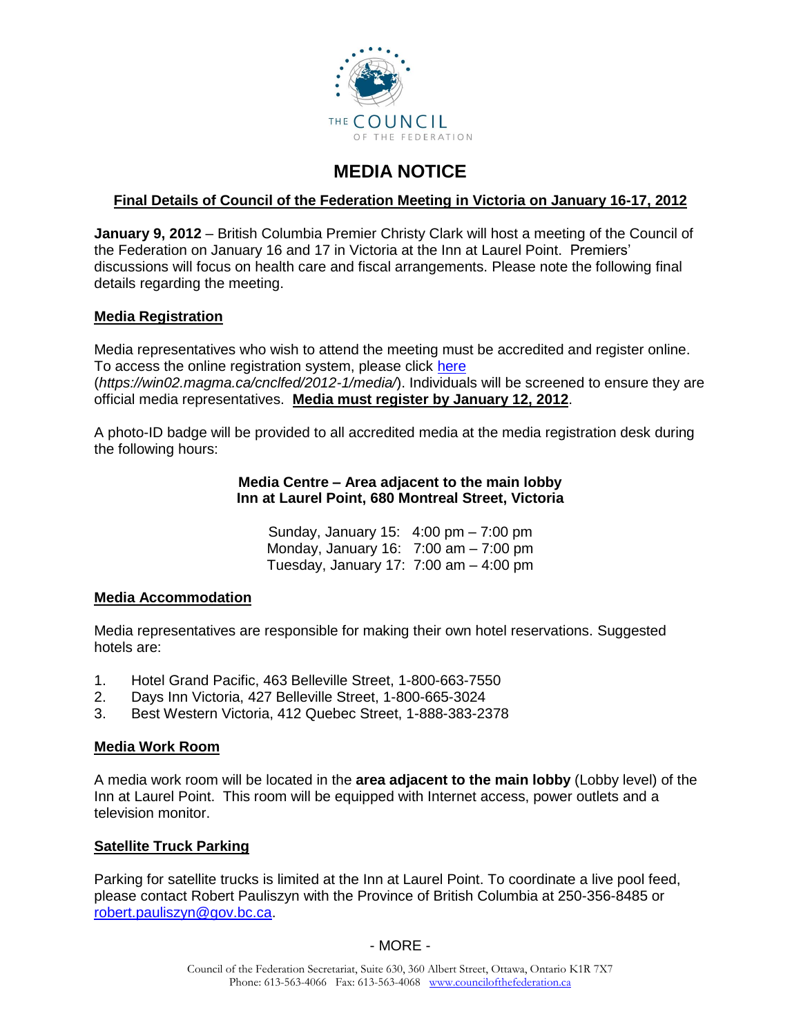THE COUNCIL OF THE FEDERATION

# MEDIA NOTICE

## Final Details of Council of the Federation Meeting in Victoria on January 16-17, 2012

**January 9, 2012** – British Columbia Premier Christy Clark will host a meeting of the Council of the Federation on January 16 and 17 in Victoria at the Inn at Laurel Point. Premiers' discussions will focus on health care and fiscal arrangements. Please note the following final details regarding the meeting.

### Media Registration

Media representatives who wish to attend the meeting must be accredited and register online. To access the online registration system, please click [here](https://win02.magma.ca/cnclfed/2012-1/media/) (*https://win02.magma.ca/cnclfed/2012-1/media/*). Individuals will be screened to ensure they are official media representatives. **Media must register by January 12, 2012**.

A photo-ID badge will be provided to all accredited media at the media registration desk during the following hours:

**Media Centre – Area adjacent to the main lobby**
**Inn at Laurel Point, 680 Montreal Street, Victoria**

Sunday, January 15: 4:00 pm – 7:00 pm
Monday, January 16: 7:00 am – 7:00 pm
Tuesday, January 17: 7:00 am – 4:00 pm

### Media Accommodation

Media representatives are responsible for making their own hotel reservations. Suggested hotels are:

1. Hotel Grand Pacific, 463 Belleville Street, 1-800-663-7550
2. Days Inn Victoria, 427 Belleville Street, 1-800-665-3024
3. Best Western Victoria, 412 Quebec Street, 1-888-383-2378

### Media Work Room

A media work room will be located in the **area adjacent to the main lobby** (Lobby level) of the Inn at Laurel Point. This room will be equipped with Internet access, power outlets and a television monitor.

### Satellite Truck Parking

Parking for satellite trucks is limited at the Inn at Laurel Point. To coordinate a live pool feed, please contact Robert Pauliszyn with the Province of British Columbia at 250-356-8485 or robert.pauliszyn@gov.bc.ca.

- MORE -

Council of the Federation Secretariat, Suite 630, 360 Albert Street, Ottawa, Ontario K1R 7X7
Phone: 613-563-4066 Fax: 613-563-4068 www.counciloffederation.ca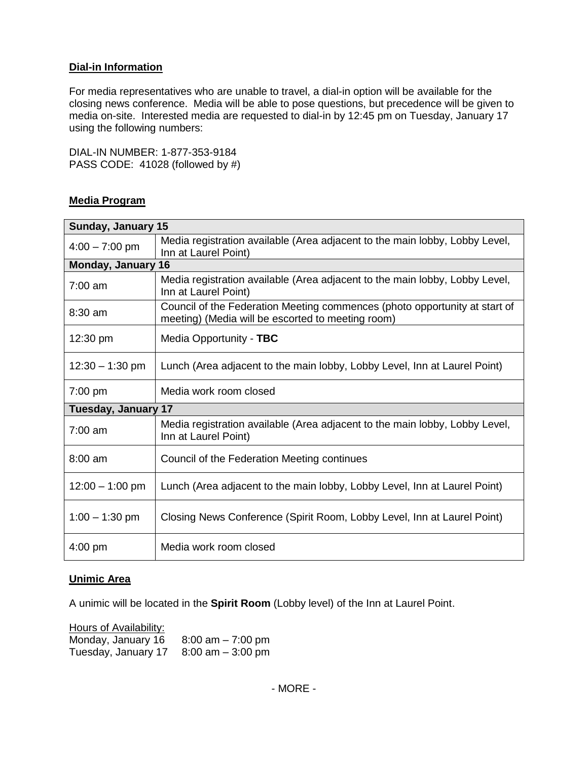**Dial-in Information**

For media representatives who are unable to travel, a dial-in option will be available for the closing news conference. Media will be able to pose questions, but precedence will be given to media on-site. Interested media are requested to dial-in by 12:45 pm on Tuesday, January 17 using the following numbers:

DIAL-IN NUMBER: 1-877-353-9184
PASS CODE: 41028 (followed by #)

**Media Program**

| **Sunday, January 15** | |
|---|---|
| 4:00 – 7:00 pm | Media registration available (Area adjacent to the main lobby, Lobby Level, Inn at Laurel Point) |
| **Monday, January 16** | |
| 7:00 am | Media registration available (Area adjacent to the main lobby, Lobby Level, Inn at Laurel Point) |
| 8:30 am | Council of the Federation Meeting commences (photo opportunity at start of meeting) (Media will be escorted to meeting room) |
| 12:30 pm | Media Opportunity - **TBC** |
| 12:30 – 1:30 pm | Lunch (Area adjacent to the main lobby, Lobby Level, Inn at Laurel Point) |
| 7:00 pm | Media work room closed |
| **Tuesday, January 17** | |
| 7:00 am | Media registration available (Area adjacent to the main lobby, Lobby Level, Inn at Laurel Point) |
| 8:00 am | Council of the Federation Meeting continues |
| 12:00 – 1:00 pm | Lunch (Area adjacent to the main lobby, Lobby Level, Inn at Laurel Point) |
| 1:00 – 1:30 pm | Closing News Conference (Spirit Room, Lobby Level, Inn at Laurel Point) |
| 4:00 pm | Media work room closed |

**Unimic Area**

A unimic will be located in the **Spirit Room** (Lobby level) of the Inn at Laurel Point.

Hours of Availability:
Monday, January 16 8:00 am – 7:00 pm
Tuesday, January 17 8:00 am – 3:00 pm

- MORE -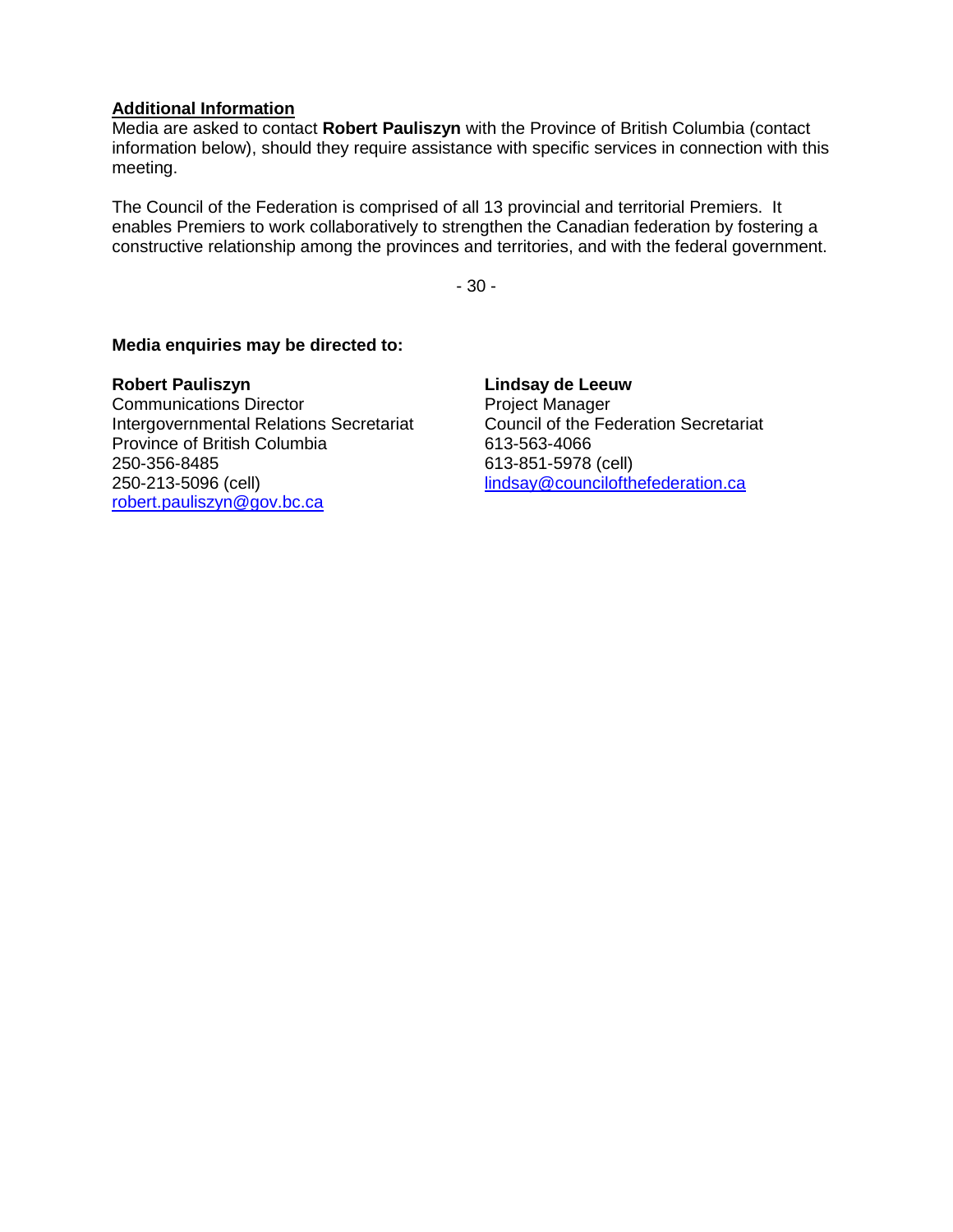**Additional Information**

Media are asked to contact **Robert Pauliszyn** with the Province of British Columbia (contact information below), should they require assistance with specific services in connection with this meeting.

The Council of the Federation is comprised of all 13 provincial and territorial Premiers. It enables Premiers to work collaboratively to strengthen the Canadian federation by fostering a constructive relationship among the provinces and territories, and with the federal government.

- 30 -

**Media enquiries may be directed to:**

**Robert Pauliszyn**
Communications Director
Intergovernmental Relations Secretariat
Province of British Columbia
250-356-8485
250-213-5096 (cell)
robert.pauliszyn@gov.bc.ca

**Lindsay de Leeuw**
Project Manager
Council of the Federation Secretariat
613-563-4066
613-851-5978 (cell)
lindsay@councilofthefederation.ca